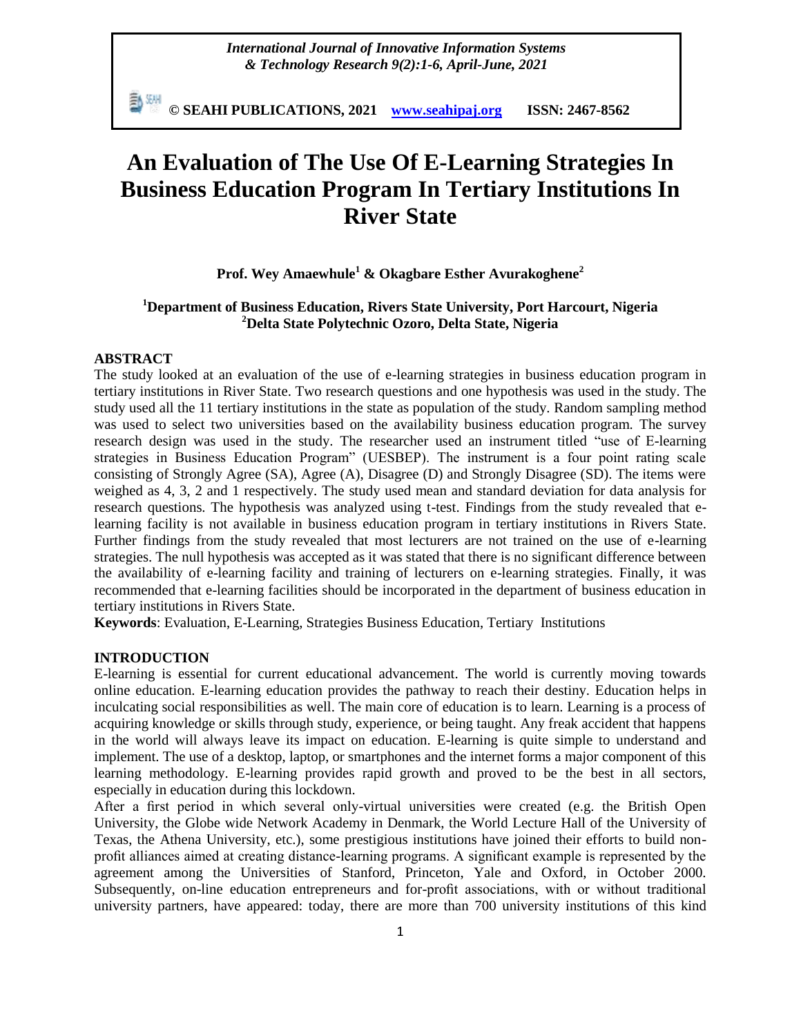# An Evaluation of The Use Of E-Learning Strategies In Business Education Program In Tertiary Institutions In River State

**Prof. Wey Amaewhule[1] & Okagbare Esther Avurakoghene[2]**

**[1]Department of Business Education, Rivers State University, Port Harcourt, Nigeria**
**[2]Delta State Polytechnic Ozoro, Delta State, Nigeria**

## ABSTRACT

The study looked at an evaluation of the use of e-learning strategies in business education program in tertiary institutions in River State. Two research questions and one hypothesis was used in the study. The study used all the 11 tertiary institutions in the state as population of the study. Random sampling method was used to select two universities based on the availability business education program. The survey research design was used in the study. The researcher used an instrument titled "use of E-learning strategies in Business Education Program" (UESBEP). The instrument is a four point rating scale consisting of Strongly Agree (SA), Agree (A), Disagree (D) and Strongly Disagree (SD). The items were weighed as 4, 3, 2 and 1 respectively. The study used mean and standard deviation for data analysis for research questions. The hypothesis was analyzed using t-test. Findings from the study revealed that e-learning facility is not available in business education program in tertiary institutions in Rivers State. Further findings from the study revealed that most lecturers are not trained on the use of e-learning strategies. The null hypothesis was accepted as it was stated that there is no significant difference between the availability of e-learning facility and training of lecturers on e-learning strategies. Finally, it was recommended that e-learning facilities should be incorporated in the department of business education in tertiary institutions in Rivers State.

**Keywords**: Evaluation, E-Learning, Strategies Business Education, Tertiary Institutions

## INTRODUCTION

E-learning is essential for current educational advancement. The world is currently moving towards online education. E-learning education provides the pathway to reach their destiny. Education helps in inculcating social responsibilities as well. The main core of education is to learn. Learning is a process of acquiring knowledge or skills through study, experience, or being taught. Any freak accident that happens in the world will always leave its impact on education. E-learning is quite simple to understand and implement. The use of a desktop, laptop, or smartphones and the internet forms a major component of this learning methodology. E-learning provides rapid growth and proved to be the best in all sectors, especially in education during this lockdown.

After a first period in which several only-virtual universities were created (e.g. the British Open University, the Globe wide Network Academy in Denmark, the World Lecture Hall of the University of Texas, the Athena University, etc.), some prestigious institutions have joined their efforts to build non-profit alliances aimed at creating distance-learning programs. A significant example is represented by the agreement among the Universities of Stanford, Princeton, Yale and Oxford, in October 2000. Subsequently, on-line education entrepreneurs and for-profit associations, with or without traditional university partners, have appeared: today, there are more than 700 university institutions of this kind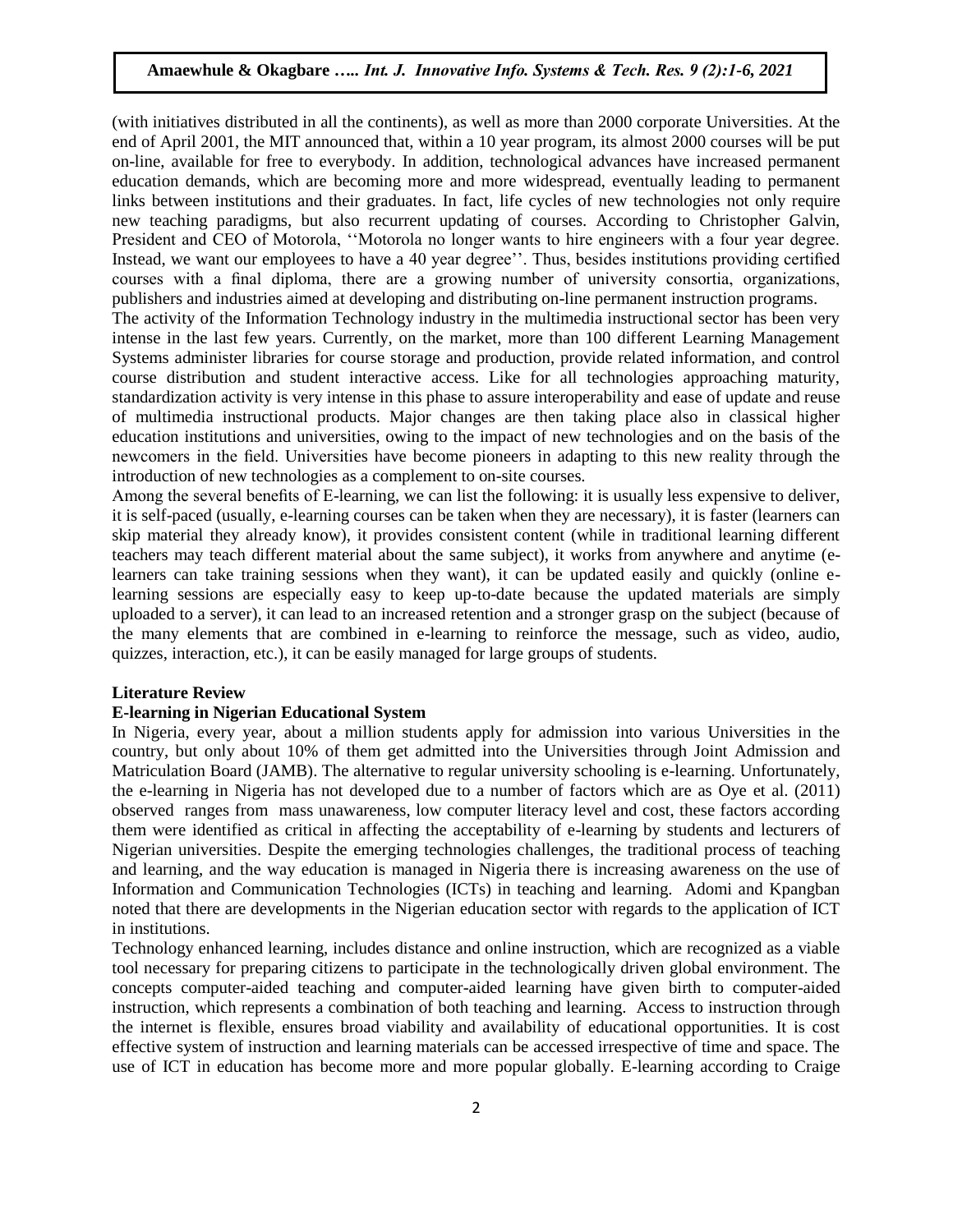(with initiatives distributed in all the continents), as well as more than 2000 corporate Universities. At the end of April 2001, the MIT announced that, within a 10 year program, its almost 2000 courses will be put on-line, available for free to everybody. In addition, technological advances have increased permanent education demands, which are becoming more and more widespread, eventually leading to permanent links between institutions and their graduates. In fact, life cycles of new technologies not only require new teaching paradigms, but also recurrent updating of courses. According to Christopher Galvin, President and CEO of Motorola, ''Motorola no longer wants to hire engineers with a four year degree. Instead, we want our employees to have a 40 year degree''. Thus, besides institutions providing certified courses with a final diploma, there are a growing number of university consortia, organizations, publishers and industries aimed at developing and distributing on-line permanent instruction programs.

The activity of the Information Technology industry in the multimedia instructional sector has been very intense in the last few years. Currently, on the market, more than 100 different Learning Management Systems administer libraries for course storage and production, provide related information, and control course distribution and student interactive access. Like for all technologies approaching maturity, standardization activity is very intense in this phase to assure interoperability and ease of update and reuse of multimedia instructional products. Major changes are then taking place also in classical higher education institutions and universities, owing to the impact of new technologies and on the basis of the newcomers in the field. Universities have become pioneers in adapting to this new reality through the introduction of new technologies as a complement to on-site courses.

Among the several benefits of E-learning, we can list the following: it is usually less expensive to deliver, it is self-paced (usually, e-learning courses can be taken when they are necessary), it is faster (learners can skip material they already know), it provides consistent content (while in traditional learning different teachers may teach different material about the same subject), it works from anywhere and anytime (e-learners can take training sessions when they want), it can be updated easily and quickly (online e-learning sessions are especially easy to keep up-to-date because the updated materials are simply uploaded to a server), it can lead to an increased retention and a stronger grasp on the subject (because of the many elements that are combined in e-learning to reinforce the message, such as video, audio, quizzes, interaction, etc.), it can be easily managed for large groups of students.

## Literature Review

### E-learning in Nigerian Educational System

In Nigeria, every year, about a million students apply for admission into various Universities in the country, but only about 10% of them get admitted into the Universities through Joint Admission and Matriculation Board (JAMB). The alternative to regular university schooling is e-learning. Unfortunately, the e-learning in Nigeria has not developed due to a number of factors which are as Oye et al. (2011) observed ranges from mass unawareness, low computer literacy level and cost, these factors according them were identified as critical in affecting the acceptability of e-learning by students and lecturers of Nigerian universities. Despite the emerging technologies challenges, the traditional process of teaching and learning, and the way education is managed in Nigeria there is increasing awareness on the use of Information and Communication Technologies (ICTs) in teaching and learning. Adomi and Kpangban noted that there are developments in the Nigerian education sector with regards to the application of ICT in institutions.

Technology enhanced learning, includes distance and online instruction, which are recognized as a viable tool necessary for preparing citizens to participate in the technologically driven global environment. The concepts computer-aided teaching and computer-aided learning have given birth to computer-aided instruction, which represents a combination of both teaching and learning. Access to instruction through the internet is flexible, ensures broad viability and availability of educational opportunities. It is cost effective system of instruction and learning materials can be accessed irrespective of time and space. The use of ICT in education has become more and more popular globally. E-learning according to Craige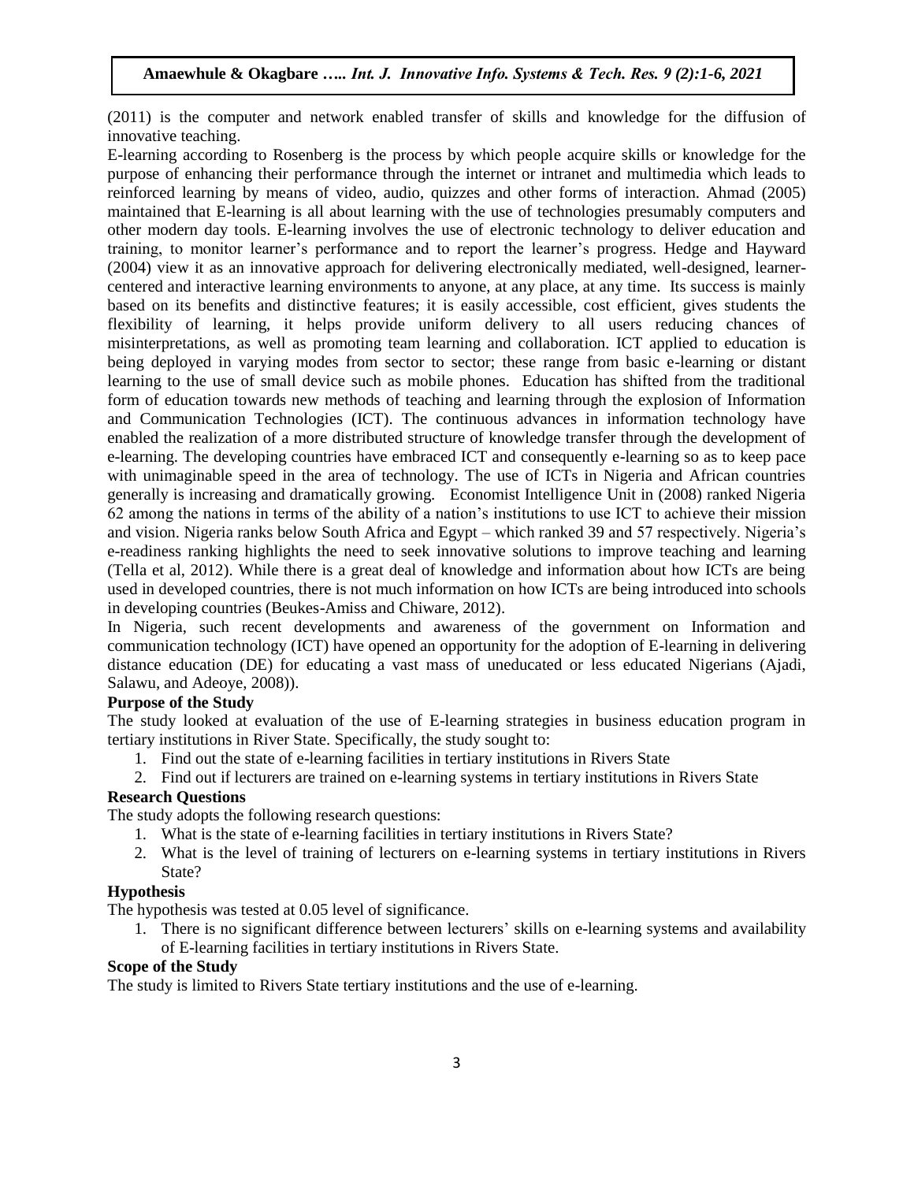(2011) is the computer and network enabled transfer of skills and knowledge for the diffusion of innovative teaching.

E-learning according to Rosenberg is the process by which people acquire skills or knowledge for the purpose of enhancing their performance through the internet or intranet and multimedia which leads to reinforced learning by means of video, audio, quizzes and other forms of interaction. Ahmad (2005) maintained that E-learning is all about learning with the use of technologies presumably computers and other modern day tools. E-learning involves the use of electronic technology to deliver education and training, to monitor learner's performance and to report the learner's progress. Hedge and Hayward (2004) view it as an innovative approach for delivering electronically mediated, well-designed, learner-centered and interactive learning environments to anyone, at any place, at any time. Its success is mainly based on its benefits and distinctive features; it is easily accessible, cost efficient, gives students the flexibility of learning, it helps provide uniform delivery to all users reducing chances of misinterpretations, as well as promoting team learning and collaboration. ICT applied to education is being deployed in varying modes from sector to sector; these range from basic e-learning or distant learning to the use of small device such as mobile phones. Education has shifted from the traditional form of education towards new methods of teaching and learning through the explosion of Information and Communication Technologies (ICT). The continuous advances in information technology have enabled the realization of a more distributed structure of knowledge transfer through the development of e-learning. The developing countries have embraced ICT and consequently e-learning so as to keep pace with unimaginable speed in the area of technology. The use of ICTs in Nigeria and African countries generally is increasing and dramatically growing. Economist Intelligence Unit in (2008) ranked Nigeria 62 among the nations in terms of the ability of a nation's institutions to use ICT to achieve their mission and vision. Nigeria ranks below South Africa and Egypt – which ranked 39 and 57 respectively. Nigeria's e-readiness ranking highlights the need to seek innovative solutions to improve teaching and learning (Tella et al, 2012). While there is a great deal of knowledge and information about how ICTs are being used in developed countries, there is not much information on how ICTs are being introduced into schools in developing countries (Beukes-Amiss and Chiware, 2012).

In Nigeria, such recent developments and awareness of the government on Information and communication technology (ICT) have opened an opportunity for the adoption of E-learning in delivering distance education (DE) for educating a vast mass of uneducated or less educated Nigerians (Ajadi, Salawu, and Adeoye, 2008)).

## Purpose of the Study

The study looked at evaluation of the use of E-learning strategies in business education program in tertiary institutions in River State. Specifically, the study sought to:

1. Find out the state of e-learning facilities in tertiary institutions in Rivers State
2. Find out if lecturers are trained on e-learning systems in tertiary institutions in Rivers State

## Research Questions

The study adopts the following research questions:

1. What is the state of e-learning facilities in tertiary institutions in Rivers State?
2. What is the level of training of lecturers on e-learning systems in tertiary institutions in Rivers State?

## Hypothesis

The hypothesis was tested at 0.05 level of significance.

1. There is no significant difference between lecturers' skills on e-learning systems and availability of E-learning facilities in tertiary institutions in Rivers State.

## Scope of the Study

The study is limited to Rivers State tertiary institutions and the use of e-learning.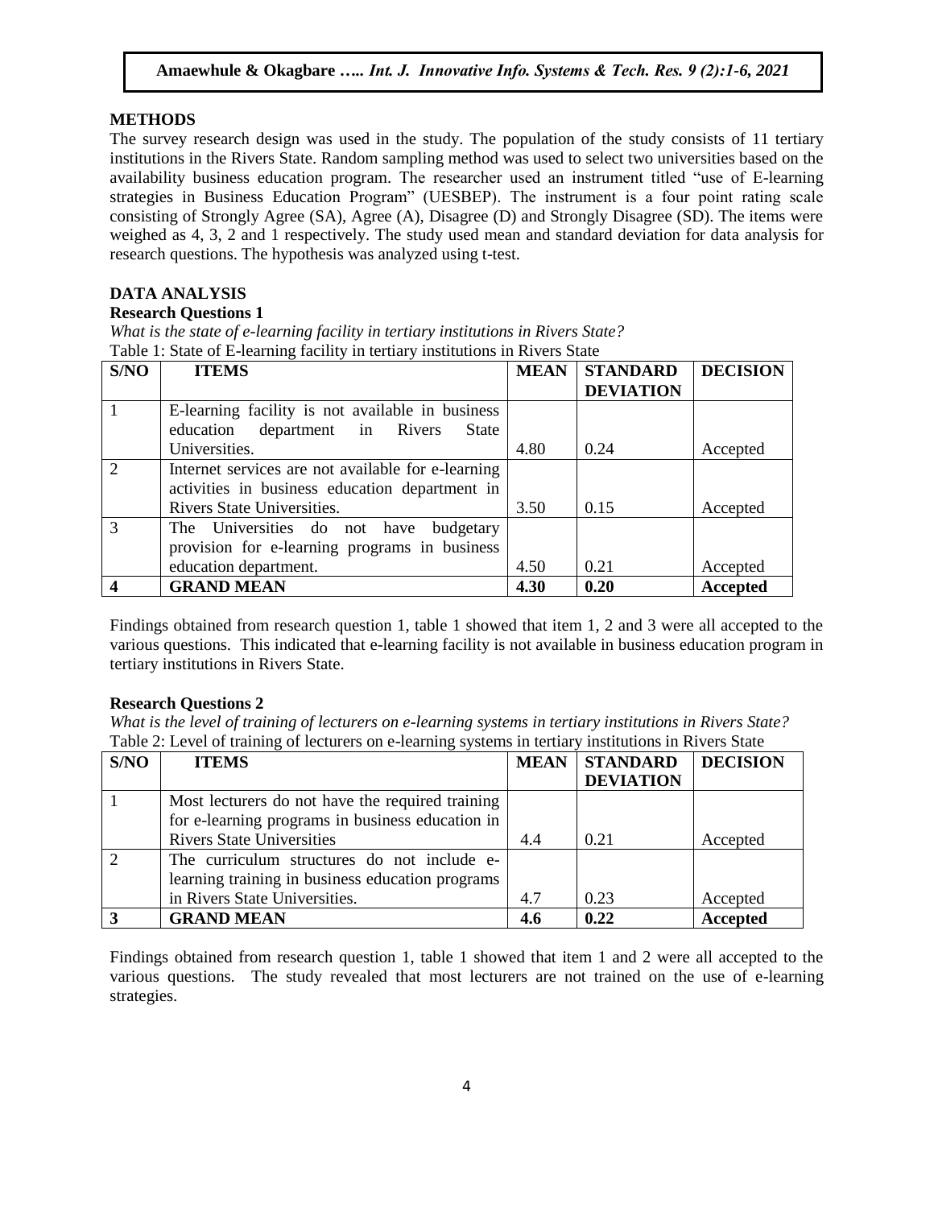## METHODS

The survey research design was used in the study. The population of the study consists of 11 tertiary institutions in the Rivers State. Random sampling method was used to select two universities based on the availability business education program. The researcher used an instrument titled "use of E-learning strategies in Business Education Program" (UESBEP). The instrument is a four point rating scale consisting of Strongly Agree (SA), Agree (A), Disagree (D) and Strongly Disagree (SD). The items were weighed as 4, 3, 2 and 1 respectively. The study used mean and standard deviation for data analysis for research questions. The hypothesis was analyzed using t-test.

## DATA ANALYSIS

### Research Questions 1

*What is the state of e-learning facility in tertiary institutions in Rivers State?*

Table 1: State of E-learning facility in tertiary institutions in Rivers State

| S/NO | ITEMS | MEAN | STANDARD DEVIATION | DECISION |
|---|---|---|---|---|
| 1 | E-learning facility is not available in business education department in Rivers State Universities. | 4.80 | 0.24 | Accepted |
| 2 | Internet services are not available for e-learning activities in business education department in Rivers State Universities. | 3.50 | 0.15 | Accepted |
| 3 | The Universities do not have budgetary provision for e-learning programs in business education department. | 4.50 | 0.21 | Accepted |
| **4** | **GRAND MEAN** | **4.30** | **0.20** | **Accepted** |

Findings obtained from research question 1, table 1 showed that item 1, 2 and 3 were all accepted to the various questions. This indicated that e-learning facility is not available in business education program in tertiary institutions in Rivers State.

### Research Questions 2

*What is the level of training of lecturers on e-learning systems in tertiary institutions in Rivers State?*

Table 2: Level of training of lecturers on e-learning systems in tertiary institutions in Rivers State

| S/NO | ITEMS | MEAN | STANDARD DEVIATION | DECISION |
|---|---|---|---|---|
| 1 | Most lecturers do not have the required training for e-learning programs in business education in Rivers State Universities | 4.4 | 0.21 | Accepted |
| 2 | The curriculum structures do not include e-learning training in business education programs in Rivers State Universities. | 4.7 | 0.23 | Accepted |
| **3** | **GRAND MEAN** | **4.6** | **0.22** | **Accepted** |

Findings obtained from research question 1, table 1 showed that item 1 and 2 were all accepted to the various questions. The study revealed that most lecturers are not trained on the use of e-learning strategies.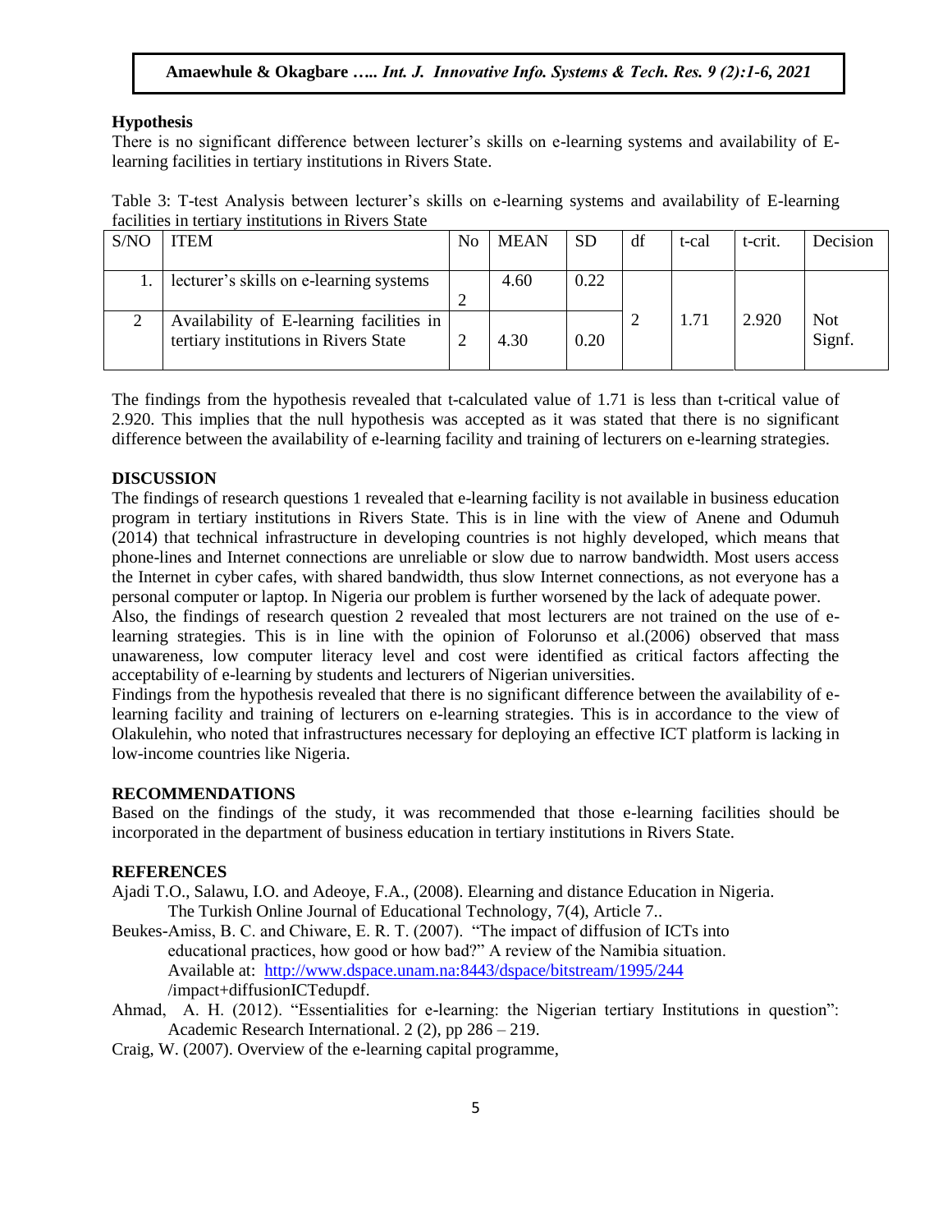**Hypothesis**

There is no significant difference between lecturer's skills on e-learning systems and availability of E-learning facilities in tertiary institutions in Rivers State.

Table 3: T-test Analysis between lecturer's skills on e-learning systems and availability of E-learning facilities in tertiary institutions in Rivers State

| S/NO | ITEM | No | MEAN | SD | df | t-cal | t-crit. | Decision |
|---|---|---|---|---|---|---|---|---|
| 1. | lecturer's skills on e-learning systems | 2 | 4.60 | 0.22 | 2 | 1.71 | 2.920 | Not Signf. |
| 2 | Availability of E-learning facilities in tertiary institutions in Rivers State | 2 | 4.30 | 0.20 | | | | |

The findings from the hypothesis revealed that t-calculated value of 1.71 is less than t-critical value of 2.920. This implies that the null hypothesis was accepted as it was stated that there is no significant difference between the availability of e-learning facility and training of lecturers on e-learning strategies.

## DISCUSSION

The findings of research questions 1 revealed that e-learning facility is not available in business education program in tertiary institutions in Rivers State. This is in line with the view of Anene and Odumuh (2014) that technical infrastructure in developing countries is not highly developed, which means that phone-lines and Internet connections are unreliable or slow due to narrow bandwidth. Most users access the Internet in cyber cafes, with shared bandwidth, thus slow Internet connections, as not everyone has a personal computer or laptop. In Nigeria our problem is further worsened by the lack of adequate power.

Also, the findings of research question 2 revealed that most lecturers are not trained on the use of e-learning strategies. This is in line with the opinion of Folorunso et al.(2006) observed that mass unawareness, low computer literacy level and cost were identified as critical factors affecting the acceptability of e-learning by students and lecturers of Nigerian universities.

Findings from the hypothesis revealed that there is no significant difference between the availability of e-learning facility and training of lecturers on e-learning strategies. This is in accordance to the view of Olakulehin, who noted that infrastructures necessary for deploying an effective ICT platform is lacking in low-income countries like Nigeria.

## RECOMMENDATIONS

Based on the findings of the study, it was recommended that those e-learning facilities should be incorporated in the department of business education in tertiary institutions in Rivers State.

## REFERENCES

Ajadi T.O., Salawu, I.O. and Adeoye, F.A., (2008). Elearning and distance Education in Nigeria. The Turkish Online Journal of Educational Technology, 7(4), Article 7..

Beukes-Amiss, B. C. and Chiware, E. R. T. (2007). "The impact of diffusion of ICTs into educational practices, how good or how bad?" A review of the Namibia situation. Available at: http://www.dspace.unam.na:8443/dspace/bitstream/1995/244 /impact+diffusionICTedupdf.

Ahmad, A. H. (2012). "Essentialities for e-learning: the Nigerian tertiary Institutions in question": Academic Research International. 2 (2), pp 286 – 219.

Craig, W. (2007). Overview of the e-learning capital programme,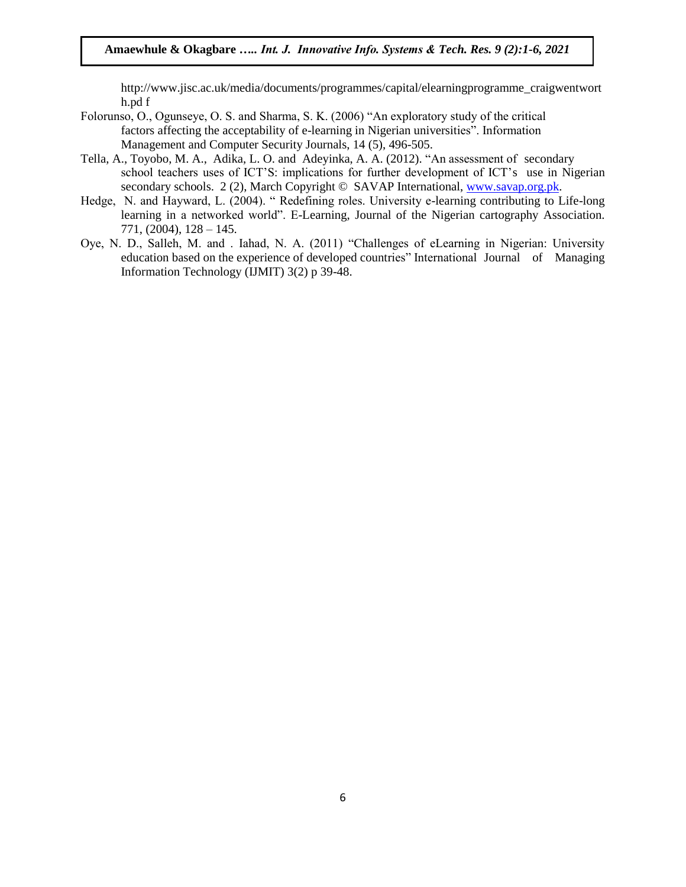http://www.jisc.ac.uk/media/documents/programmes/capital/elearningprogramme_craigwentworth.pd f

Folorunso, O., Ogunseye, O. S. and Sharma, S. K. (2006) "An exploratory study of the critical factors affecting the acceptability of e-learning in Nigerian universities". Information Management and Computer Security Journals, 14 (5), 496-505.

Tella, A., Toyobo, M. A., Adika, L. O. and Adeyinka, A. A. (2012). "An assessment of secondary school teachers uses of ICT'S: implications for further development of ICT's use in Nigerian secondary schools. 2 (2), March Copyright © SAVAP International, www.savap.org.pk.

Hedge, N. and Hayward, L. (2004). " Redefining roles. University e-learning contributing to Life-long learning in a networked world". E-Learning, Journal of the Nigerian cartography Association. 771, (2004), 128 – 145.

Oye, N. D., Salleh, M. and . Iahad, N. A. (2011) "Challenges of eLearning in Nigerian: University education based on the experience of developed countries" International Journal of Managing Information Technology (IJMIT) 3(2) p 39-48.